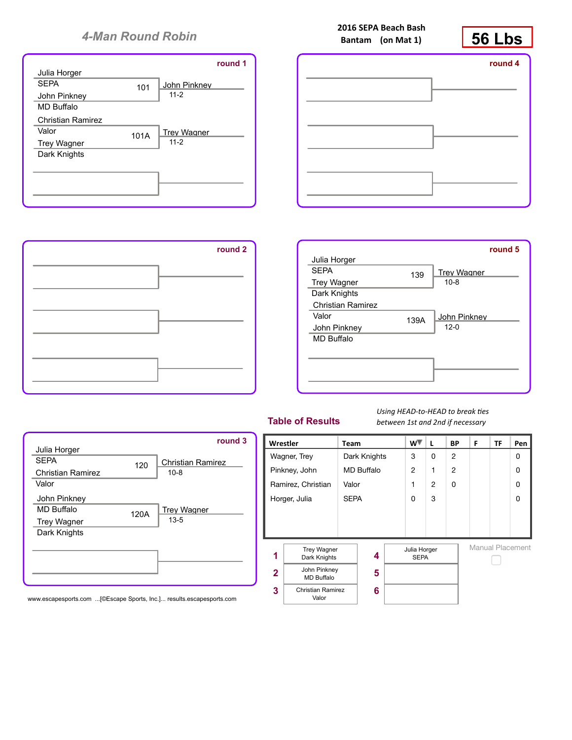# 4-Man Round Robin

**2016 SEPA Beach Bash**
**Bantam (on Mat 1)**

**56 Lbs**

## round 1

- Bout 101: Julia Horger (SEPA) vs. John Pinkney (MD Buffalo) — Winner: John Pinkney, 11-2
- Bout 101A: Christian Ramirez (Valor) vs. Trey Wagner (Dark Knights) — Winner: Trey Wagner, 11-2

## round 4

## round 2

## round 5

- Bout 139: Julia Horger (SEPA) vs. Trey Wagner (Dark Knights) — Winner: Trey Wagner, 10-8
- Bout 139A: Christian Ramirez (Valor) vs. John Pinkney (MD Buffalo) — Winner: John Pinkney, 12-0

## round 3

- Bout 120: Julia Horger (SEPA) vs. Christian Ramirez (Valor) — Winner: Christian Ramirez, 10-8
- Bout 120A: John Pinkney (MD Buffalo) vs. Trey Wagner (Dark Knights) — Winner: Trey Wagner, 13-5

## Table of Results

*Using HEAD-to-HEAD to break ties between 1st and 2nd if necessary*

| Wrestler | Team | W | L | BP | F | TF | Pen |
|---|---|---|---|---|---|---|---|
| Wagner, Trey | Dark Knights | 3 | 0 | 2 | | | 0 |
| Pinkney, John | MD Buffalo | 2 | 1 | 2 | | | 0 |
| Ramirez, Christian | Valor | 1 | 2 | 0 | | | 0 |
| Horger, Julia | SEPA | 0 | 3 | | | | 0 |

| Place | Wrestler | Place | Wrestler |
|---|---|---|---|
| 1 | Trey Wagner, Dark Knights | 4 | Julia Horger, SEPA |
| 2 | John Pinkney, MD Buffalo | 5 | |
| 3 | Christian Ramirez, Valor | 6 | |

Manual Placement ☐

www.escapesports.com ...[©Escape Sports, Inc.]... results.escapesports.com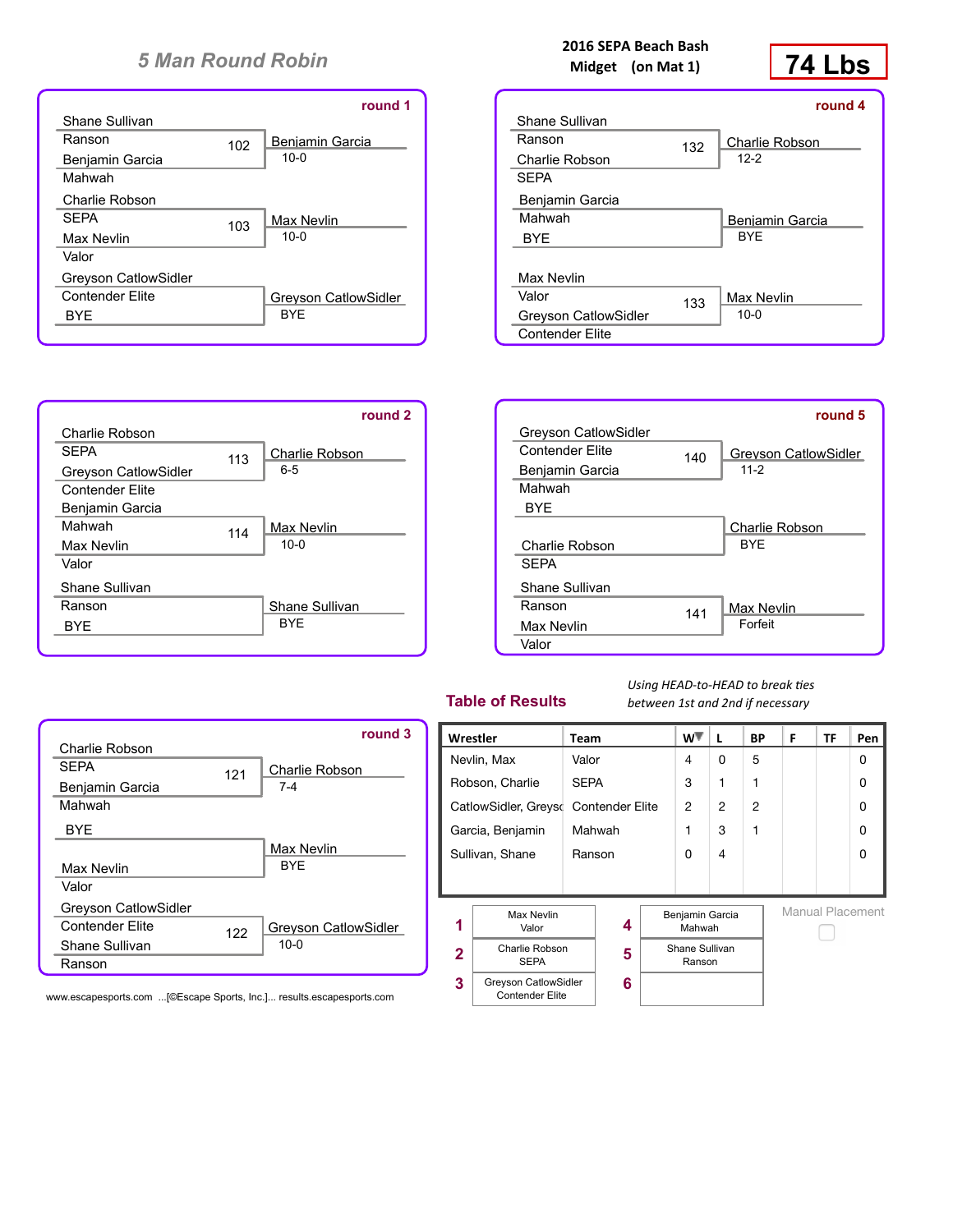## 5 Man Round Robin

**2016 SEPA Beach Bash**
**Midget (on Mat 1)**

# 74 Lbs

### round 1

| Bout | Wrestler 1 | Team 1 | Wrestler 2 | Team 2 | Winner | Result |
|---|---|---|---|---|---|---|
| 102 | Shane Sullivan | Ranson | Benjamin Garcia | Mahwah | Benjamin Garcia | 10-0 |
| 103 | Charlie Robson | SEPA | Max Nevlin | Valor | Max Nevlin | 10-0 |
| | Greyson CatlowSidler | Contender Elite | BYE | | Greyson CatlowSidler | BYE |

### round 2

| Bout | Wrestler 1 | Team 1 | Wrestler 2 | Team 2 | Winner | Result |
|---|---|---|---|---|---|---|
| 113 | Charlie Robson | SEPA | Greyson CatlowSidler | Contender Elite | Charlie Robson | 6-5 |
| 114 | Benjamin Garcia | Mahwah | Max Nevlin | Valor | Max Nevlin | 10-0 |
| | Shane Sullivan | Ranson | BYE | | Shane Sullivan | BYE |

### round 3

| Bout | Wrestler 1 | Team 1 | Wrestler 2 | Team 2 | Winner | Result |
|---|---|---|---|---|---|---|
| 121 | Charlie Robson | SEPA | Benjamin Garcia | Mahwah | Charlie Robson | 7-4 |
| | BYE | | Max Nevlin | Valor | Max Nevlin | BYE |
| 122 | Greyson CatlowSidler | Contender Elite | Shane Sullivan | Ranson | Greyson CatlowSidler | 10-0 |

### round 4

| Bout | Wrestler 1 | Team 1 | Wrestler 2 | Team 2 | Winner | Result |
|---|---|---|---|---|---|---|
| 132 | Shane Sullivan | Ranson | Charlie Robson | SEPA | Charlie Robson | 12-2 |
| | Benjamin Garcia | Mahwah | BYE | | Benjamin Garcia | BYE |
| 133 | Max Nevlin | Valor | Greyson CatlowSidler | Contender Elite | Max Nevlin | 10-0 |

### round 5

| Bout | Wrestler 1 | Team 1 | Wrestler 2 | Team 2 | Winner | Result |
|---|---|---|---|---|---|---|
| 140 | Greyson CatlowSidler | Contender Elite | Benjamin Garcia | Mahwah | Greyson CatlowSidler | 11-2 |
| | BYE | | Charlie Robson | SEPA | Charlie Robson | BYE |
| 141 | Shane Sullivan | Ranson | Max Nevlin | Valor | Max Nevlin | Forfeit |

## Table of Results

*Using HEAD-to-HEAD to break ties between 1st and 2nd if necessary*

| Wrestler | Team | W | L | BP | F | TF | Pen |
|---|---|---|---|---|---|---|---|
| Nevlin, Max | Valor | 4 | 0 | 5 | | | 0 |
| Robson, Charlie | SEPA | 3 | 1 | 1 | | | 0 |
| CatlowSidler, Greyso | Contender Elite | 2 | 2 | 2 | | | 0 |
| Garcia, Benjamin | Mahwah | 1 | 3 | 1 | | | 0 |
| Sullivan, Shane | Ranson | 0 | 4 | | | | 0 |

| Place | Wrestler | Team |
|---|---|---|
| 1 | Max Nevlin | Valor |
| 2 | Charlie Robson | SEPA |
| 3 | Greyson CatlowSidler | Contender Elite |
| 4 | Benjamin Garcia | Mahwah |
| 5 | Shane Sullivan | Ranson |
| 6 | | |

Manual Placement

www.escapesports.com ...[©Escape Sports, Inc.]... results.escapesports.com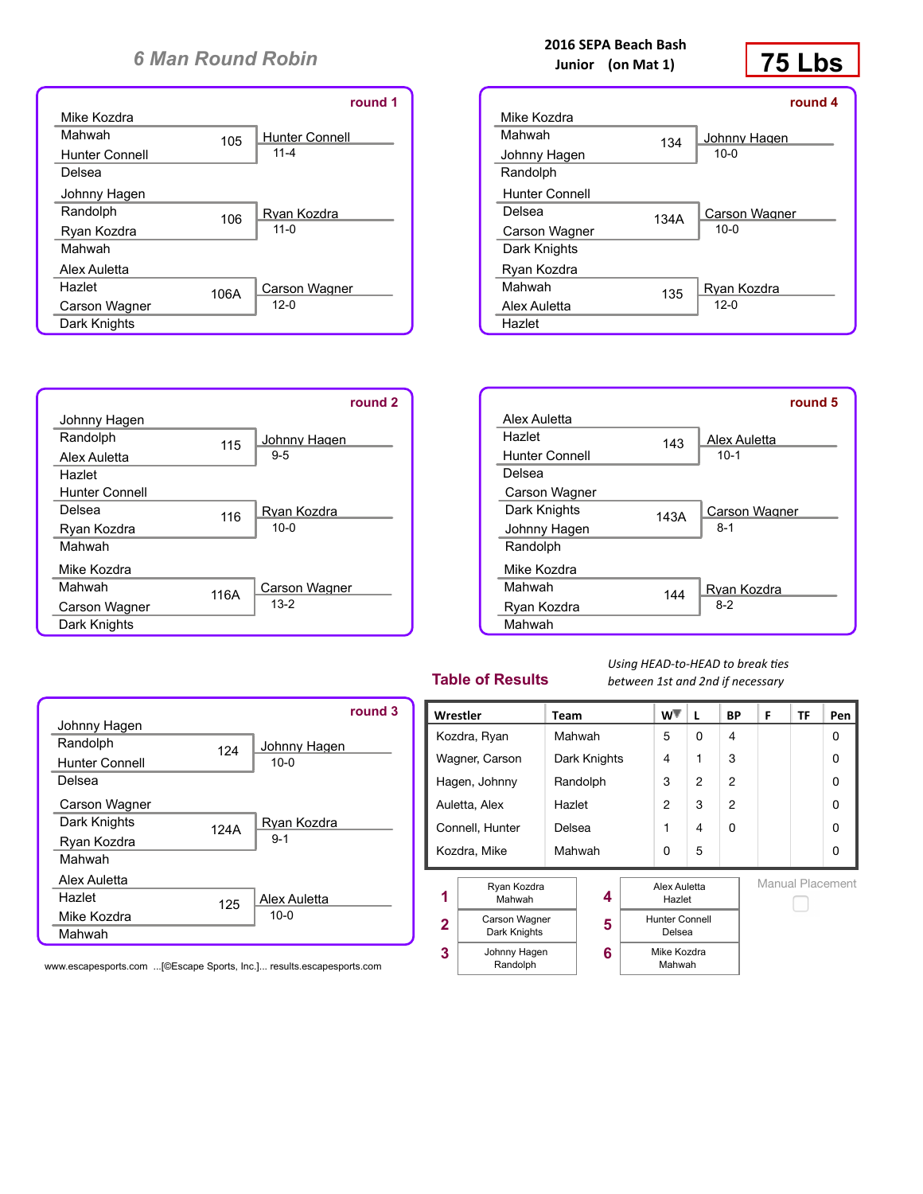## 6 Man Round Robin

**2016 SEPA Beach Bash**
**Junior (on Mat 1)**

**75 Lbs**

### round 1

| Bout | Wrestler 1 | Team 1 | Wrestler 2 | Team 2 | Winner | Score |
|---|---|---|---|---|---|---|
| 105 | Mike Kozdra | Mahwah | Hunter Connell | Delsea | Hunter Connell | 11-4 |
| 106 | Johnny Hagen | Randolph | Ryan Kozdra | Mahwah | Ryan Kozdra | 11-0 |
| 106A | Alex Auletta | Hazlet | Carson Wagner | Dark Knights | Carson Wagner | 12-0 |

### round 2

| Bout | Wrestler 1 | Team 1 | Wrestler 2 | Team 2 | Winner | Score |
|---|---|---|---|---|---|---|
| 115 | Johnny Hagen | Randolph | Alex Auletta | Hazlet | Johnny Hagen | 9-5 |
| 116 | Hunter Connell | Delsea | Ryan Kozdra | Mahwah | Ryan Kozdra | 10-0 |
| 116A | Mike Kozdra | Mahwah | Carson Wagner | Dark Knights | Carson Wagner | 13-2 |

### round 3

| Bout | Wrestler 1 | Team 1 | Wrestler 2 | Team 2 | Winner | Score |
|---|---|---|---|---|---|---|
| 124 | Johnny Hagen | Randolph | Hunter Connell | Delsea | Johnny Hagen | 10-0 |
| 124A | Carson Wagner | Dark Knights | Ryan Kozdra | Mahwah | Ryan Kozdra | 9-1 |
| 125 | Alex Auletta | Hazlet | Mike Kozdra | Mahwah | Alex Auletta | 10-0 |

### round 4

| Bout | Wrestler 1 | Team 1 | Wrestler 2 | Team 2 | Winner | Score |
|---|---|---|---|---|---|---|
| 134 | Mike Kozdra | Mahwah | Johnny Hagen | Randolph | Johnny Hagen | 10-0 |
| 134A | Hunter Connell | Delsea | Carson Wagner | Dark Knights | Carson Wagner | 10-0 |
| 135 | Ryan Kozdra | Mahwah | Alex Auletta | Hazlet | Ryan Kozdra | 12-0 |

### round 5

| Bout | Wrestler 1 | Team 1 | Wrestler 2 | Team 2 | Winner | Score |
|---|---|---|---|---|---|---|
| 143 | Alex Auletta | Hazlet | Hunter Connell | Delsea | Alex Auletta | 10-1 |
| 143A | Carson Wagner | Dark Knights | Johnny Hagen | Randolph | Carson Wagner | 8-1 |
| 144 | Mike Kozdra | Mahwah | Ryan Kozdra | Mahwah | Ryan Kozdra | 8-2 |

## Table of Results

*Using HEAD-to-HEAD to break ties between 1st and 2nd if necessary*

| Wrestler | Team | W | L | BP | F | TF | Pen |
|---|---|---|---|---|---|---|---|
| Kozdra, Ryan | Mahwah | 5 | 0 | 4 | | | 0 |
| Wagner, Carson | Dark Knights | 4 | 1 | 3 | | | 0 |
| Hagen, Johnny | Randolph | 3 | 2 | 2 | | | 0 |
| Auletta, Alex | Hazlet | 2 | 3 | 2 | | | 0 |
| Connell, Hunter | Delsea | 1 | 4 | 0 | | | 0 |
| Kozdra, Mike | Mahwah | 0 | 5 | | | | 0 |

| Place | Wrestler | Team |
|---|---|---|
| 1 | Ryan Kozdra | Mahwah |
| 2 | Carson Wagner | Dark Knights |
| 3 | Johnny Hagen | Randolph |
| 4 | Alex Auletta | Hazlet |
| 5 | Hunter Connell | Delsea |
| 6 | Mike Kozdra | Mahwah |

Manual Placement ☐

www.escapesports.com ...[©Escape Sports, Inc.]... results.escapesports.com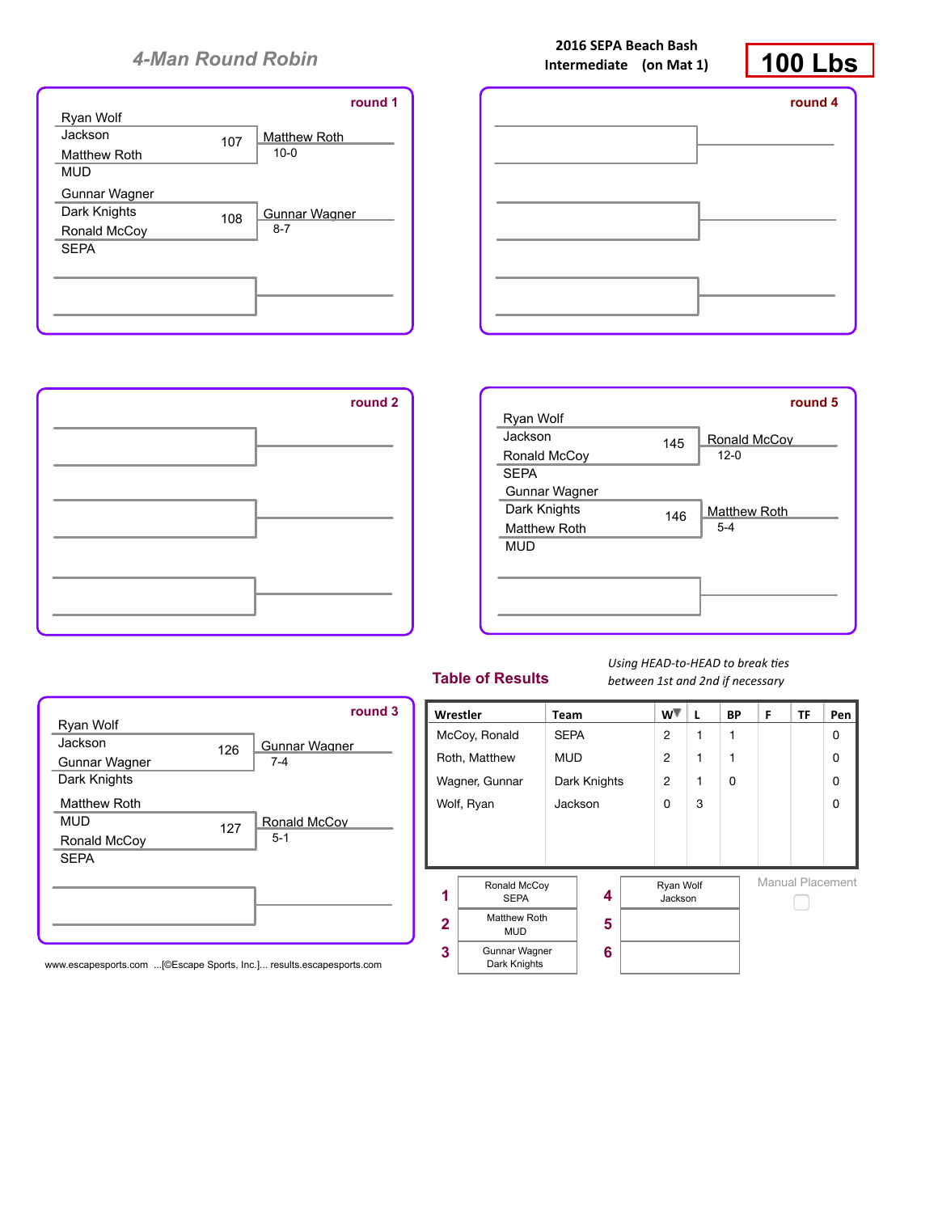# 4-Man Round Robin

**2016 SEPA Beach Bash**
**Intermediate (on Mat 1)**

**100 Lbs**

## round 1

| Bout | Wrestler 1 | Wrestler 2 | Winner | Score |
|---|---|---|---|---|
| 107 | Ryan Wolf (Jackson) | Matthew Roth (MUD) | Matthew Roth | 10-0 |
| 108 | Gunnar Wagner (Dark Knights) | Ronald McCoy (SEPA) | Gunnar Wagner | 8-7 |

## round 2

## round 3

| Bout | Wrestler 1 | Wrestler 2 | Winner | Score |
|---|---|---|---|---|
| 126 | Ryan Wolf (Jackson) | Gunnar Wagner (Dark Knights) | Gunnar Wagner | 7-4 |
| 127 | Matthew Roth (MUD) | Ronald McCoy (SEPA) | Ronald McCoy | 5-1 |

## round 4

## round 5

| Bout | Wrestler 1 | Wrestler 2 | Winner | Score |
|---|---|---|---|---|
| 145 | Ryan Wolf (Jackson) | Ronald McCoy (SEPA) | Ronald McCoy | 12-0 |
| 146 | Gunnar Wagner (Dark Knights) | Matthew Roth (MUD) | Matthew Roth | 5-4 |

## Table of Results

*Using HEAD-to-HEAD to break ties between 1st and 2nd if necessary*

| Wrestler | Team | W | L | BP | F | TF | Pen |
|---|---|---|---|---|---|---|---|
| McCoy, Ronald | SEPA | 2 | 1 | 1 | | | 0 |
| Roth, Matthew | MUD | 2 | 1 | 1 | | | 0 |
| Wagner, Gunnar | Dark Knights | 2 | 1 | 0 | | | 0 |
| Wolf, Ryan | Jackson | 0 | 3 | | | | 0 |

| Place | Wrestler | Place | Wrestler |
|---|---|---|---|
| 1 | Ronald McCoy, SEPA | 4 | Ryan Wolf, Jackson |
| 2 | Matthew Roth, MUD | 5 | |
| 3 | Gunnar Wagner, Dark Knights | 6 | |

Manual Placement

www.escapesports.com ...[©Escape Sports, Inc.]... results.escapesports.com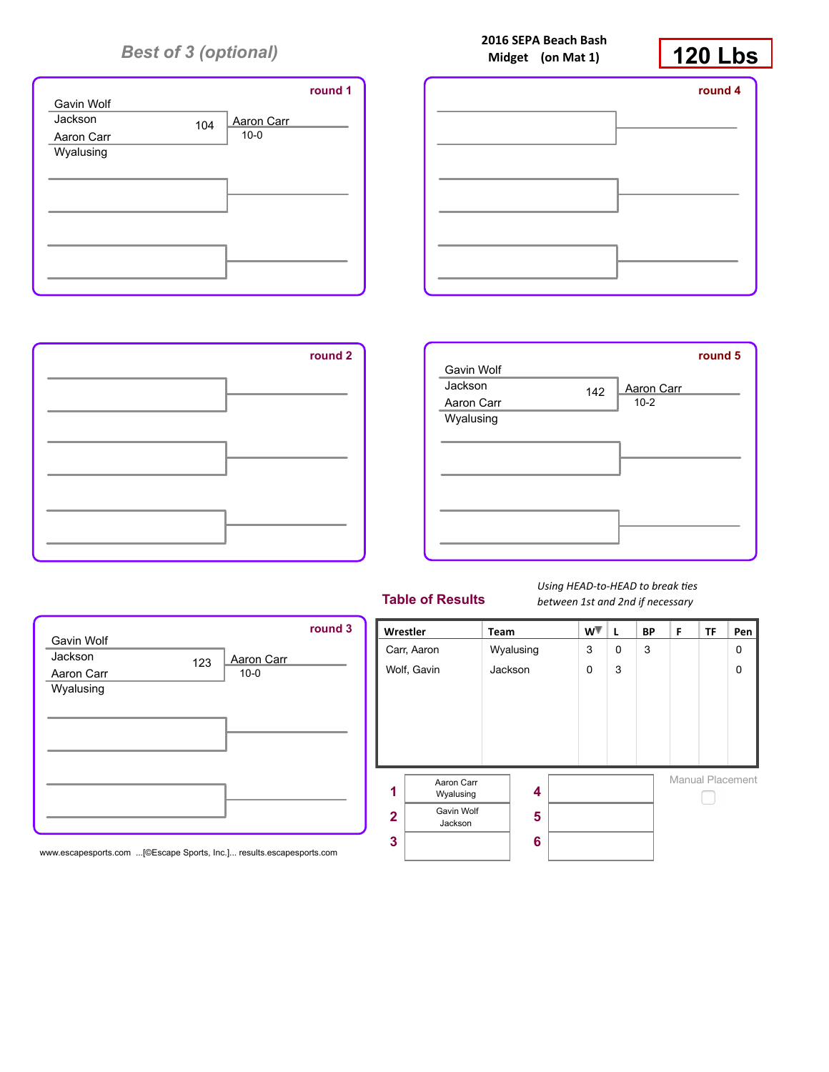*Best of 3 (optional)*

**2016 SEPA Beach Bash**
**Midget (on Mat 1)**

# 120 Lbs

### round 1

Gavin Wolf
Jackson
Aaron Carr
Wyalusing

104 — Aaron Carr 10-0

### round 2

### round 3

Gavin Wolf
Jackson
Aaron Carr
Wyalusing

123 — Aaron Carr 10-0

### round 4

### round 5

Gavin Wolf
Jackson
Aaron Carr
Wyalusing

142 — Aaron Carr 10-2

## Table of Results

*Using HEAD-to-HEAD to break ties between 1st and 2nd if necessary*

| Wrestler | Team | W | L | BP | F | TF | Pen |
|---|---|---|---|---|---|---|---|
| Carr, Aaron | Wyalusing | 3 | 0 | 3 | | | 0 |
| Wolf, Gavin | Jackson | 0 | 3 | | | | 0 |

| Place | Wrestler | Place | Wrestler |
|---|---|---|---|
| 1 | Aaron Carr Wyalusing | 4 | |
| 2 | Gavin Wolf Jackson | 5 | |
| 3 | | 6 | |

Manual Placement ☐

www.escapesports.com ...[©Escape Sports, Inc.]... results.escapesports.com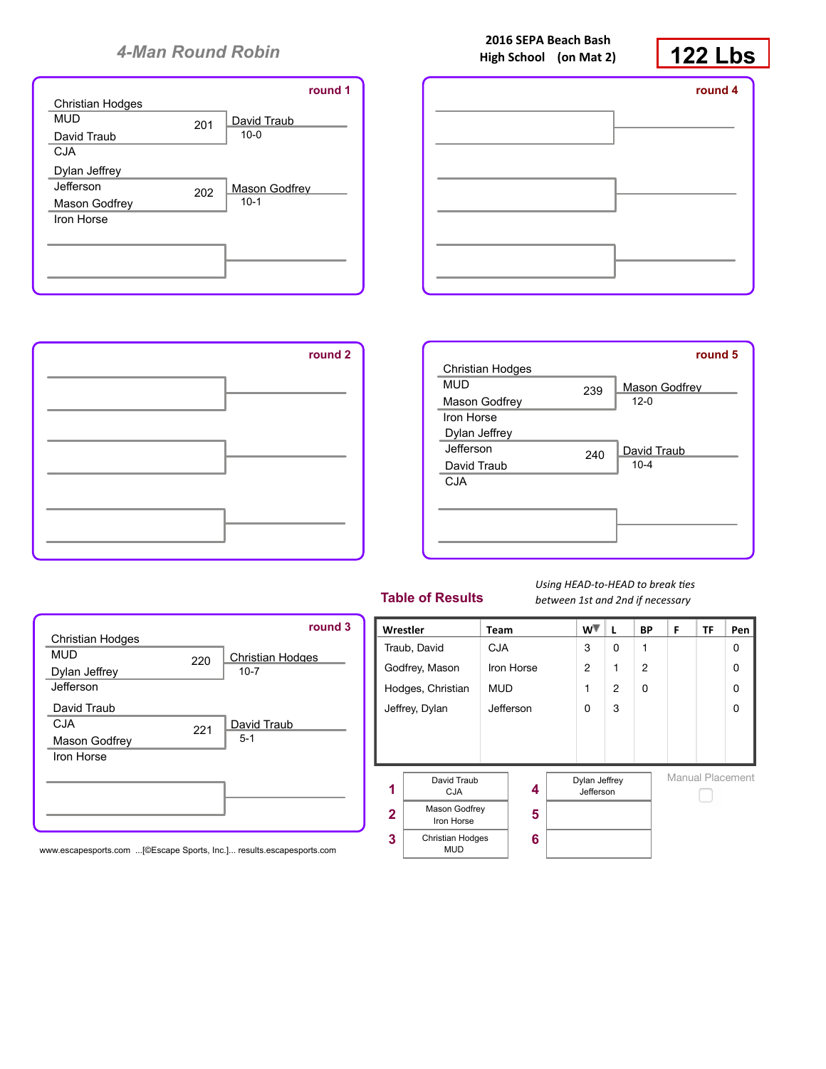## 4-Man Round Robin

**2016 SEPA Beach Bash**
**High School (on Mat 2)**

# 122 Lbs

### round 1

- Christian Hodges (MUD) vs David Traub (CJA) — Bout 201 — Winner: David Traub 10-0
- Dylan Jeffrey (Jefferson) vs Mason Godfrey (Iron Horse) — Bout 202 — Winner: Mason Godfrey 10-1

### round 4

### round 2

### round 5

- Christian Hodges (MUD) vs Mason Godfrey (Iron Horse) — Bout 239 — Winner: Mason Godfrey 12-0
- Dylan Jeffrey (Jefferson) vs David Traub (CJA) — Bout 240 — Winner: David Traub 10-4

### round 3

- Christian Hodges (MUD) vs Dylan Jeffrey (Jefferson) — Bout 220 — Winner: Christian Hodges 10-7
- David Traub (CJA) vs Mason Godfrey (Iron Horse) — Bout 221 — Winner: David Traub 5-1

## Table of Results

*Using HEAD-to-HEAD to break ties between 1st and 2nd if necessary*

| Wrestler | Team | W | L | BP | F | TF | Pen |
|---|---|---|---|---|---|---|---|
| Traub, David | CJA | 3 | 0 | 1 | | | 0 |
| Godfrey, Mason | Iron Horse | 2 | 1 | 2 | | | 0 |
| Hodges, Christian | MUD | 1 | 2 | 0 | | | 0 |
| Jeffrey, Dylan | Jefferson | 0 | 3 | | | | 0 |

| Place | Wrestler | Place | Wrestler |
|---|---|---|---|
| 1 | David Traub, CJA | 4 | Dylan Jeffrey, Jefferson |
| 2 | Mason Godfrey, Iron Horse | 5 | |
| 3 | Christian Hodges, MUD | 6 | |

Manual Placement

www.escapesports.com ...[©Escape Sports, Inc.]... results.escapesports.com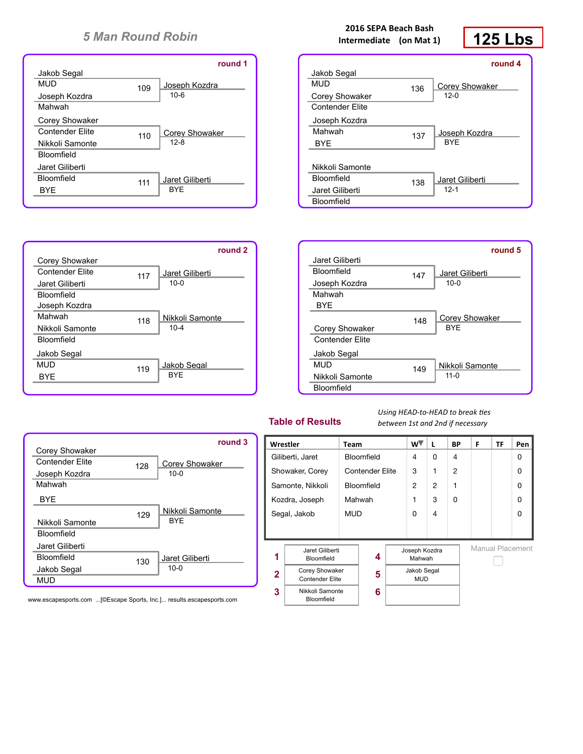# 5 Man Round Robin

**2016 SEPA Beach Bash**
**Intermediate (on Mat 1)**

## 125 Lbs

### round 1

| Wrestler 1 | Wrestler 2 | Bout | Winner | Result |
|---|---|---|---|---|
| Jakob Segal (MUD) | Joseph Kozdra (Mahwah) | 109 | Joseph Kozdra | 10-6 |
| Corey Showaker (Contender Elite) | Nikkoli Samonte (Bloomfield) | 110 | Corey Showaker | 12-8 |
| Jaret Giliberti (Bloomfield) | BYE | 111 | Jaret Giliberti | BYE |

### round 2

| Wrestler 1 | Wrestler 2 | Bout | Winner | Result |
|---|---|---|---|---|
| Corey Showaker (Contender Elite) | Jaret Giliberti (Bloomfield) | 117 | Jaret Giliberti | 10-0 |
| Joseph Kozdra (Mahwah) | Nikkoli Samonte (Bloomfield) | 118 | Nikkoli Samonte | 10-4 |
| Jakob Segal (MUD) | BYE | 119 | Jakob Segal | BYE |

### round 3

| Wrestler 1 | Wrestler 2 | Bout | Winner | Result |
|---|---|---|---|---|
| Corey Showaker (Contender Elite) | Joseph Kozdra (Mahwah) | 128 | Corey Showaker | 10-0 |
| BYE | Nikkoli Samonte (Bloomfield) | 129 | Nikkoli Samonte | BYE |
| Jaret Giliberti (Bloomfield) | Jakob Segal (MUD) | 130 | Jaret Giliberti | 10-0 |

### round 4

| Wrestler 1 | Wrestler 2 | Bout | Winner | Result |
|---|---|---|---|---|
| Jakob Segal (MUD) | Corey Showaker (Contender Elite) | 136 | Corey Showaker | 12-0 |
| Joseph Kozdra (Mahwah) | BYE | 137 | Joseph Kozdra | BYE |
| Nikkoli Samonte (Bloomfield) | Jaret Giliberti (Bloomfield) | 138 | Jaret Giliberti | 12-1 |

### round 5

| Wrestler 1 | Wrestler 2 | Bout | Winner | Result |
|---|---|---|---|---|
| Jaret Giliberti (Bloomfield) | Joseph Kozdra (Mahwah) | 147 | Jaret Giliberti | 10-0 |
| BYE | Corey Showaker (Contender Elite) | 148 | Corey Showaker | BYE |
| Jakob Segal (MUD) | Nikkoli Samonte (Bloomfield) | 149 | Nikkoli Samonte | 11-0 |

## Table of Results

*Using HEAD-to-HEAD to break ties between 1st and 2nd if necessary*

| Wrestler | Team | W | L | BP | F | TF | Pen |
|---|---|---|---|---|---|---|---|
| Giliberti, Jaret | Bloomfield | 4 | 0 | 4 | | | 0 |
| Showaker, Corey | Contender Elite | 3 | 1 | 2 | | | 0 |
| Samonte, Nikkoli | Bloomfield | 2 | 2 | 1 | | | 0 |
| Kozdra, Joseph | Mahwah | 1 | 3 | 0 | | | 0 |
| Segal, Jakob | MUD | 0 | 4 | | | | 0 |

| Place | Wrestler | Place | Wrestler |
|---|---|---|---|
| 1 | Jaret Giliberti, Bloomfield | 4 | Joseph Kozdra, Mahwah |
| 2 | Corey Showaker, Contender Elite | 5 | Jakob Segal, MUD |
| 3 | Nikkoli Samonte, Bloomfield | 6 | |

Manual Placement

www.escapesports.com ...[©Escape Sports, Inc.]... results.escapesports.com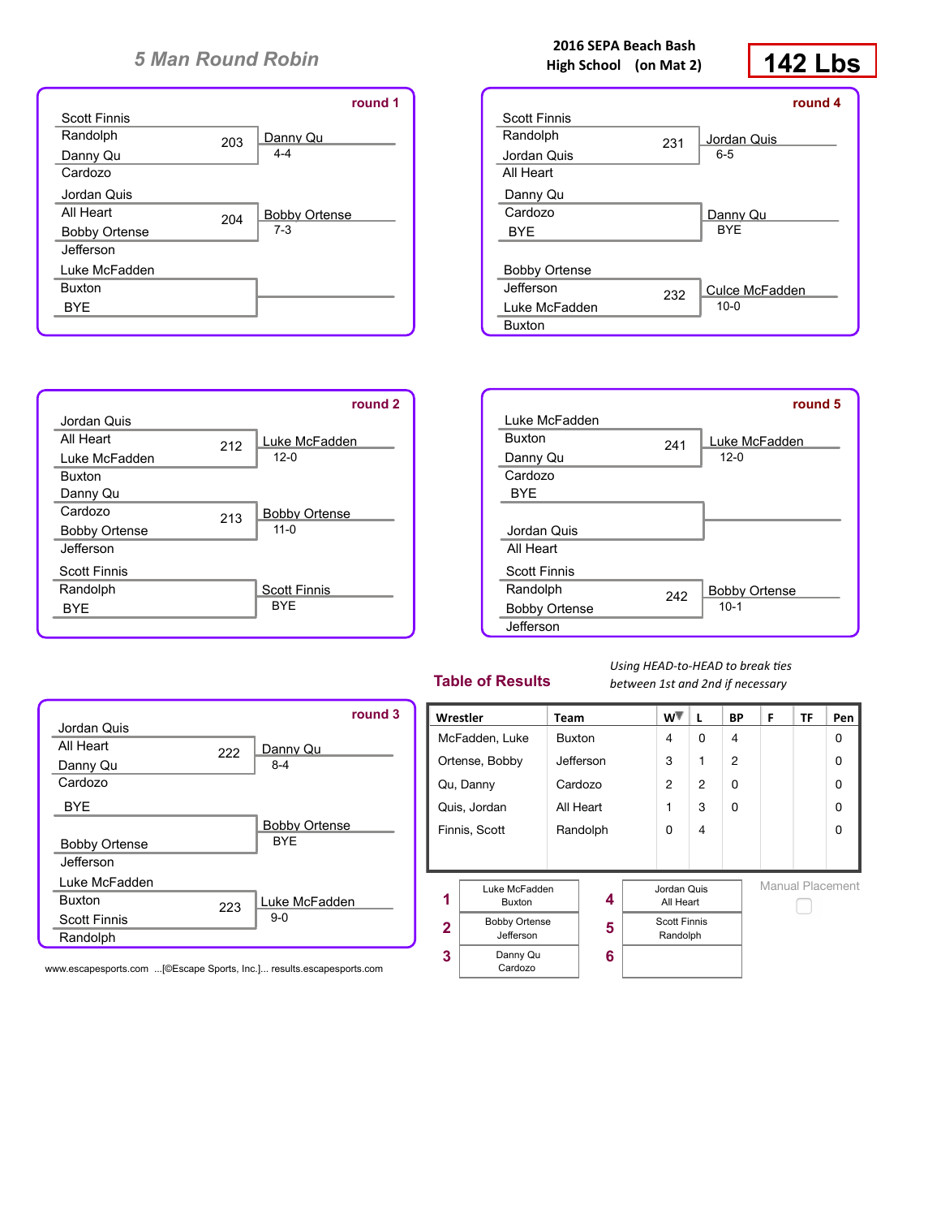## 5 Man Round Robin

**2016 SEPA Beach Bash**
**High School (on Mat 2)**

# 142 Lbs

### round 1

| Wrestler 1 | Wrestler 2 | Bout | Winner | Score |
|---|---|---|---|---|
| Scott Finnis (Randolph) | Danny Qu (Cardozo) | 203 | Danny Qu | 4-4 |
| Jordan Quis (All Heart) | Bobby Ortense (Jefferson) | 204 | Bobby Ortense | 7-3 |
| Luke McFadden (Buxton) | BYE | | | |

### round 2

| Wrestler 1 | Wrestler 2 | Bout | Winner | Score |
|---|---|---|---|---|
| Jordan Quis (All Heart) | Luke McFadden (Buxton) | 212 | Luke McFadden | 12-0 |
| Danny Qu (Cardozo) | Bobby Ortense (Jefferson) | 213 | Bobby Ortense | 11-0 |
| Scott Finnis (Randolph) | BYE | | Scott Finnis | BYE |

### round 3

| Wrestler 1 | Wrestler 2 | Bout | Winner | Score |
|---|---|---|---|---|
| Jordan Quis (All Heart) | Danny Qu (Cardozo) | 222 | Danny Qu | 8-4 |
| BYE | Bobby Ortense (Jefferson) | | Bobby Ortense | BYE |
| Luke McFadden (Buxton) | Scott Finnis (Randolph) | 223 | Luke McFadden | 9-0 |

### round 4

| Wrestler 1 | Wrestler 2 | Bout | Winner | Score |
|---|---|---|---|---|
| Scott Finnis (Randolph) | Jordan Quis (All Heart) | 231 | Jordan Quis | 6-5 |
| Danny Qu (Cardozo) | BYE | | Danny Qu | BYE |
| Bobby Ortense (Jefferson) | Luke McFadden (Buxton) | 232 | Culce McFadden | 10-0 |

### round 5

| Wrestler 1 | Wrestler 2 | Bout | Winner | Score |
|---|---|---|---|---|
| Luke McFadden (Buxton) | Danny Qu (Cardozo) | 241 | Luke McFadden | 12-0 |
| BYE | Jordan Quis (All Heart) | | | |
| Scott Finnis (Randolph) | Bobby Ortense (Jefferson) | 242 | Bobby Ortense | 10-1 |

## Table of Results

*Using HEAD-to-HEAD to break ties between 1st and 2nd if necessary*

| Wrestler | Team | W | L | BP | F | TF | Pen |
|---|---|---|---|---|---|---|---|
| McFadden, Luke | Buxton | 4 | 0 | 4 | | | 0 |
| Ortense, Bobby | Jefferson | 3 | 1 | 2 | | | 0 |
| Qu, Danny | Cardozo | 2 | 2 | 0 | | | 0 |
| Quis, Jordan | All Heart | 1 | 3 | 0 | | | 0 |
| Finnis, Scott | Randolph | 0 | 4 | | | | 0 |

| Place | Wrestler | Place | Wrestler |
|---|---|---|---|
| 1 | Luke McFadden, Buxton | 4 | Jordan Quis, All Heart |
| 2 | Bobby Ortense, Jefferson | 5 | Scott Finnis, Randolph |
| 3 | Danny Qu, Cardozo | 6 | |

Manual Placement

www.escapesports.com ...[©Escape Sports, Inc.]... results.escapesports.com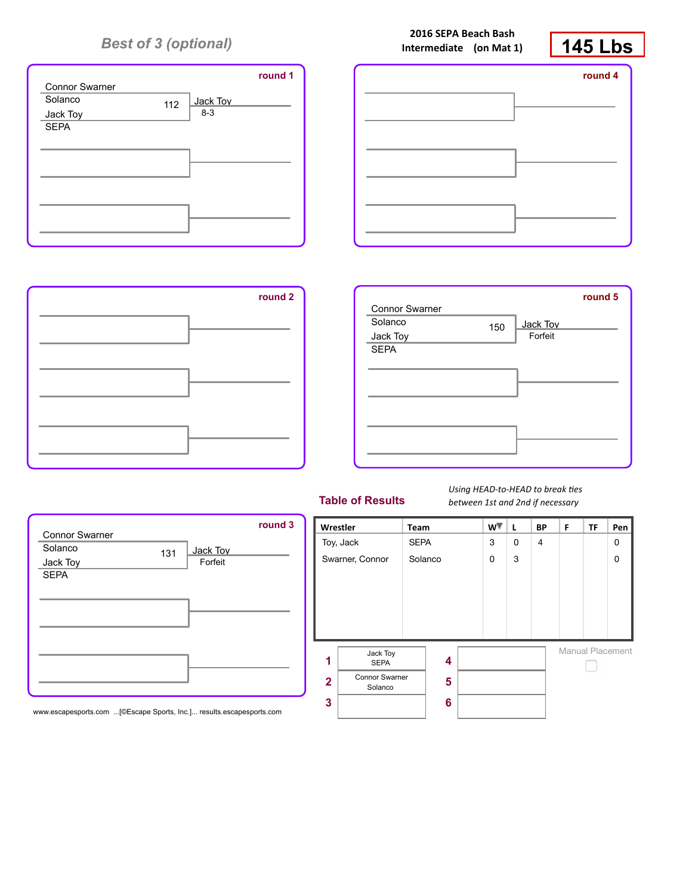*Best of 3 (optional)*

**2016 SEPA Beach Bash**
**Intermediate (on Mat 1)**

# 145 Lbs

**round 1**

Connor Swarner
Solanco
112
Jack Toy
SEPA

Jack Toy
8-3

**round 4**

**round 2**

**round 5**

Connor Swarner
Solanco
150
Jack Toy
SEPA

Jack Toy
Forfeit

**round 3**

Connor Swarner
Solanco
131
Jack Toy
SEPA

Jack Toy
Forfeit

## Table of Results

*Using HEAD-to-HEAD to break ties between 1st and 2nd if necessary*

| Wrestler | Team | W | L | BP | F | TF | Pen |
|---|---|---|---|---|---|---|---|
| Toy, Jack | SEPA | 3 | 0 | 4 | | | 0 |
| Swarner, Connor | Solanco | 0 | 3 | | | | 0 |

| Place | Wrestler | Place | Wrestler |
|---|---|---|---|
| 1 | Jack Toy SEPA | 4 | |
| 2 | Connor Swarner Solanco | 5 | |
| 3 | | 6 | |

Manual Placement

www.escapesports.com ...[©Escape Sports, Inc.]... results.escapesports.com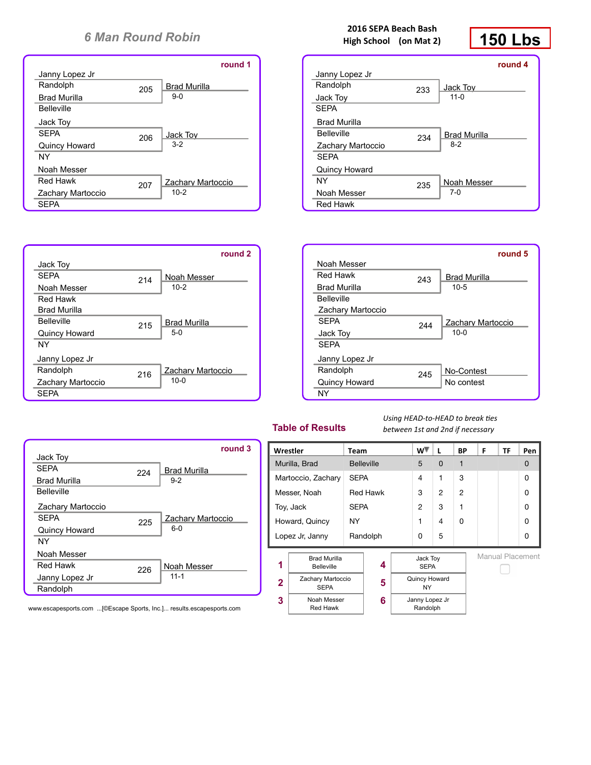# 6 Man Round Robin

**2016 SEPA Beach Bash**
**High School (on Mat 2)**

## 150 Lbs

### round 1

| Wrestler A | Team | Bout | Winner | Score |
|---|---|---|---|---|
| Janny Lopez Jr | Randolph | 205 | Brad Murilla | 9-0 |
| Brad Murilla | Belleville | | | |
| Jack Toy | SEPA | 206 | Jack Toy | 3-2 |
| Quincy Howard | NY | | | |
| Noah Messer | Red Hawk | 207 | Zachary Martoccio | 10-2 |
| Zachary Martoccio | SEPA | | | |

### round 2

| Wrestler A | Team | Bout | Winner | Score |
|---|---|---|---|---|
| Jack Toy | SEPA | 214 | Noah Messer | 10-2 |
| Noah Messer | Red Hawk | | | |
| Brad Murilla | Belleville | 215 | Brad Murilla | 5-0 |
| Quincy Howard | NY | | | |
| Janny Lopez Jr | Randolph | 216 | Zachary Martoccio | 10-0 |
| Zachary Martoccio | SEPA | | | |

### round 3

| Wrestler A | Team | Bout | Winner | Score |
|---|---|---|---|---|
| Jack Toy | SEPA | 224 | Brad Murilla | 9-2 |
| Brad Murilla | Belleville | | | |
| Zachary Martoccio | SEPA | 225 | Zachary Martoccio | 6-0 |
| Quincy Howard | NY | | | |
| Noah Messer | Red Hawk | 226 | Noah Messer | 11-1 |
| Janny Lopez Jr | Randolph | | | |

### round 4

| Wrestler A | Team | Bout | Winner | Score |
|---|---|---|---|---|
| Janny Lopez Jr | Randolph | 233 | Jack Toy | 11-0 |
| Jack Toy | SEPA | | | |
| Brad Murilla | Belleville | 234 | Brad Murilla | 8-2 |
| Zachary Martoccio | SEPA | | | |
| Quincy Howard | NY | 235 | Noah Messer | 7-0 |
| Noah Messer | Red Hawk | | | |

### round 5

| Wrestler A | Team | Bout | Winner | Score |
|---|---|---|---|---|
| Noah Messer | Red Hawk | 243 | Brad Murilla | 10-5 |
| Brad Murilla | Belleville | | | |
| Zachary Martoccio | SEPA | 244 | Zachary Martoccio | 10-0 |
| Jack Toy | SEPA | | | |
| Janny Lopez Jr | Randolph | 245 | No-Contest | No contest |
| Quincy Howard | NY | | | |

## Table of Results

*Using HEAD-to-HEAD to break ties between 1st and 2nd if necessary*

| Wrestler | Team | W | L | BP | F | TF | Pen |
|---|---|---|---|---|---|---|---|
| Murilla, Brad | Belleville | 5 | 0 | 1 | | | 0 |
| Martoccio, Zachary | SEPA | 4 | 1 | 3 | | | 0 |
| Messer, Noah | Red Hawk | 3 | 2 | 2 | | | 0 |
| Toy, Jack | SEPA | 2 | 3 | 1 | | | 0 |
| Howard, Quincy | NY | 1 | 4 | 0 | | | 0 |
| Lopez Jr, Janny | Randolph | 0 | 5 | | | | 0 |

| Place | Wrestler | Team |
|---|---|---|
| 1 | Brad Murilla | Belleville |
| 2 | Zachary Martoccio | SEPA |
| 3 | Noah Messer | Red Hawk |
| 4 | Jack Toy | SEPA |
| 5 | Quincy Howard | NY |
| 6 | Janny Lopez Jr | Randolph |

Manual Placement

www.escapesports.com ...[©Escape Sports, Inc.]... results.escapesports.com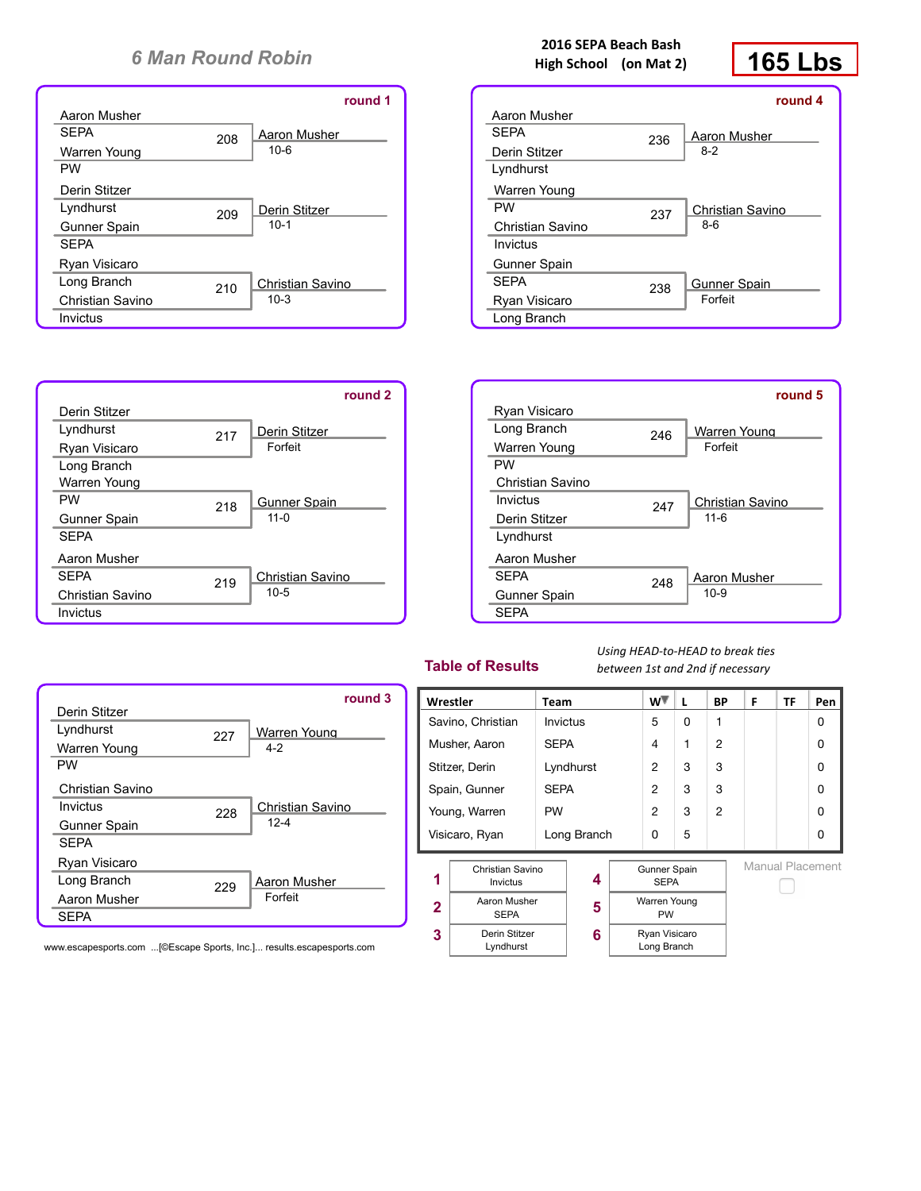## 6 Man Round Robin

**2016 SEPA Beach Bash**
**High School (on Mat 2)**

# 165 Lbs

### round 1

| Wrestler | Team | Bout | Winner | Result |
|---|---|---|---|---|
| Aaron Musher | SEPA | 208 | Aaron Musher | 10-6 |
| Warren Young | PW | | | |
| Derin Stitzer | Lyndhurst | 209 | Derin Stitzer | 10-1 |
| Gunner Spain | SEPA | | | |
| Ryan Visicaro | Long Branch | 210 | Christian Savino | 10-3 |
| Christian Savino | Invictus | | | |

### round 2

| Wrestler | Team | Bout | Winner | Result |
|---|---|---|---|---|
| Derin Stitzer | Lyndhurst | 217 | Derin Stitzer | Forfeit |
| Ryan Visicaro | Long Branch | | | |
| Warren Young | PW | 218 | Gunner Spain | 11-0 |
| Gunner Spain | SEPA | | | |
| Aaron Musher | SEPA | 219 | Christian Savino | 10-5 |
| Christian Savino | Invictus | | | |

### round 3

| Wrestler | Team | Bout | Winner | Result |
|---|---|---|---|---|
| Derin Stitzer | Lyndhurst | 227 | Warren Young | 4-2 |
| Warren Young | PW | | | |
| Christian Savino | Invictus | 228 | Christian Savino | 12-4 |
| Gunner Spain | SEPA | | | |
| Ryan Visicaro | Long Branch | 229 | Aaron Musher | Forfeit |
| Aaron Musher | SEPA | | | |

### round 4

| Wrestler | Team | Bout | Winner | Result |
|---|---|---|---|---|
| Aaron Musher | SEPA | 236 | Aaron Musher | 8-2 |
| Derin Stitzer | Lyndhurst | | | |
| Warren Young | PW | 237 | Christian Savino | 8-6 |
| Christian Savino | Invictus | | | |
| Gunner Spain | SEPA | 238 | Gunner Spain | Forfeit |
| Ryan Visicaro | Long Branch | | | |

### round 5

| Wrestler | Team | Bout | Winner | Result |
|---|---|---|---|---|
| Ryan Visicaro | Long Branch | 246 | Warren Young | Forfeit |
| Warren Young | PW | | | |
| Christian Savino | Invictus | 247 | Christian Savino | 11-6 |
| Derin Stitzer | Lyndhurst | | | |
| Aaron Musher | SEPA | 248 | Aaron Musher | 10-9 |
| Gunner Spain | SEPA | | | |

## Table of Results

*Using HEAD-to-HEAD to break ties between 1st and 2nd if necessary*

| Wrestler | Team | W | L | BP | F | TF | Pen |
|---|---|---|---|---|---|---|---|
| Savino, Christian | Invictus | 5 | 0 | 1 | | | 0 |
| Musher, Aaron | SEPA | 4 | 1 | 2 | | | 0 |
| Stitzer, Derin | Lyndhurst | 2 | 3 | 3 | | | 0 |
| Spain, Gunner | SEPA | 2 | 3 | 3 | | | 0 |
| Young, Warren | PW | 2 | 3 | 2 | | | 0 |
| Visicaro, Ryan | Long Branch | 0 | 5 | | | | 0 |

| Place | Wrestler | Place | Wrestler |
|---|---|---|---|
| 1 | Christian Savino, Invictus | 4 | Gunner Spain, SEPA |
| 2 | Aaron Musher, SEPA | 5 | Warren Young, PW |
| 3 | Derin Stitzer, Lyndhurst | 6 | Ryan Visicaro, Long Branch |

Manual Placement

www.escapesports.com ...[©Escape Sports, Inc.]... results.escapesports.com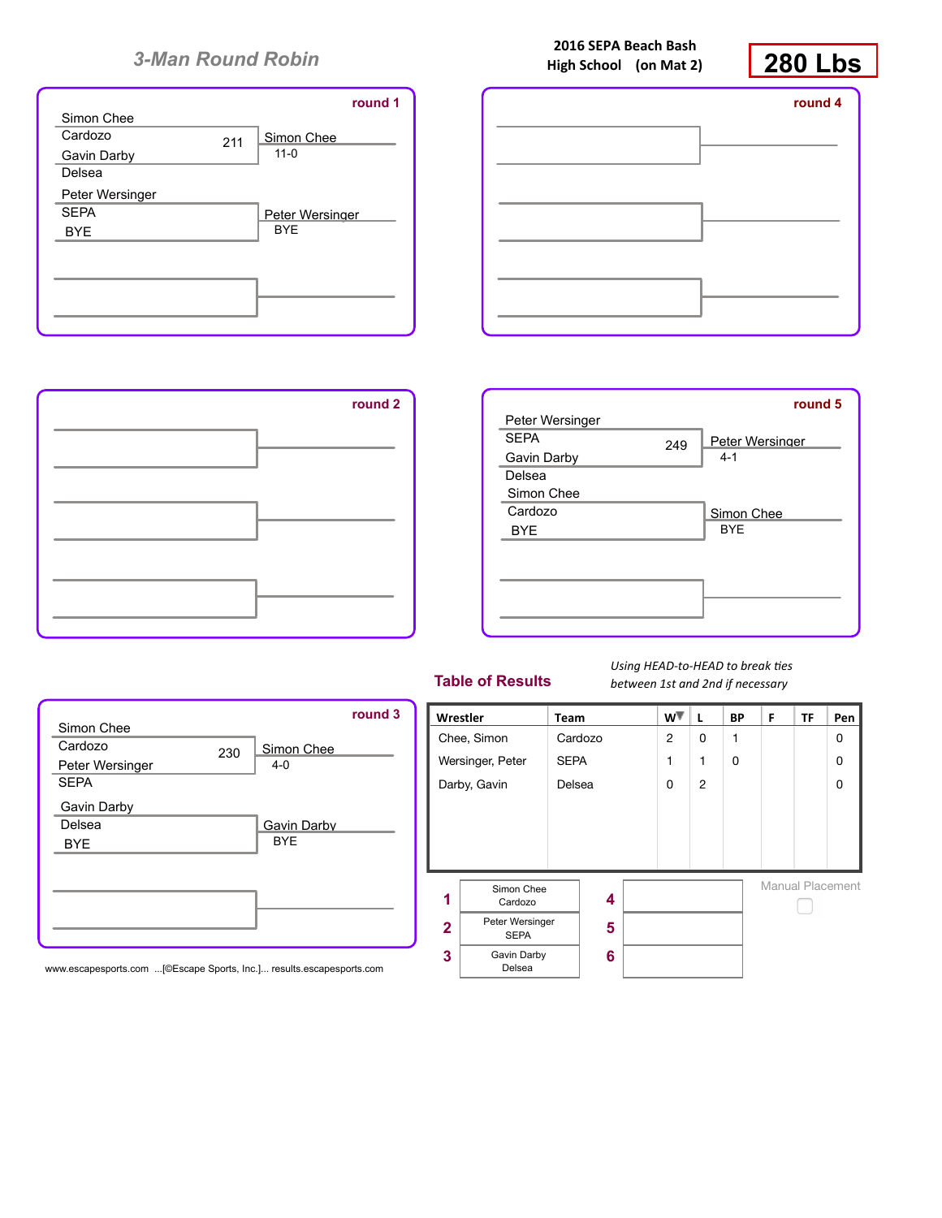## 3-Man Round Robin

**2016 SEPA Beach Bash**
**High School (on Mat 2)**

# 280 Lbs

### round 1

Simon Chee
Cardozo
211
Gavin Darby
Delsea

Simon Chee
11-0

Peter Wersinger
SEPA
BYE

Peter Wersinger
BYE

### round 4

### round 2

### round 5

Peter Wersinger
SEPA
249
Gavin Darby
Delsea

Peter Wersinger
4-1

Simon Chee
Cardozo
BYE

Simon Chee
BYE

### round 3

Simon Chee
Cardozo
230
Peter Wersinger
SEPA

Simon Chee
4-0

Gavin Darby
Delsea
BYE

Gavin Darby
BYE

## Table of Results

*Using HEAD-to-HEAD to break ties between 1st and 2nd if necessary*

| Wrestler | Team | W | L | BP | F | TF | Pen |
|---|---|---|---|---|---|---|---|
| Chee, Simon | Cardozo | 2 | 0 | 1 | | | 0 |
| Wersinger, Peter | SEPA | 1 | 1 | 0 | | | 0 |
| Darby, Gavin | Delsea | 0 | 2 | | | | 0 |

| | | | |
|---|---|---|---|
| 1 | Simon Chee<br>Cardozo | 4 | |
| 2 | Peter Wersinger<br>SEPA | 5 | |
| 3 | Gavin Darby<br>Delsea | 6 | |

Manual Placement

www.escapesports.com ...[©Escape Sports, Inc.]... results.escapesports.com